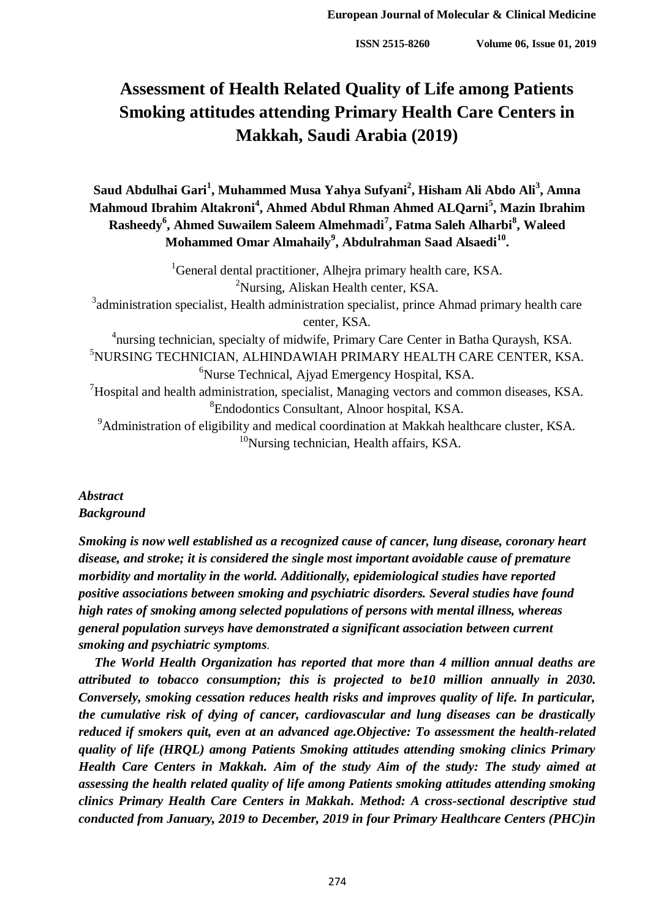# Assessment of Health Related Quality of Life among Patients Smoking attitudes attending Primary Health Care Centers in Makkah, Saudi Arabia (2019)

**Saud Abdulhai Gari[1], Muhammed Musa Yahya Sufyani[2], Hisham Ali Abdo Ali[3], Amna Mahmoud Ibrahim Altakroni[4], Ahmed Abdul Rhman Ahmed ALQarni[5], Mazin Ibrahim Rasheedy[6], Ahmed Suwailem Saleem Almehmadi[7], Fatma Saleh Alharbi[8], Waleed Mohammed Omar Almahaily[9], Abdulrahman Saad Alsaedi[10].**

[1]General dental practitioner, Alhejra primary health care, KSA.
[2]Nursing, Aliskan Health center, KSA.
[3]administration specialist, Health administration specialist, prince Ahmad primary health care center, KSA.
[4]nursing technician, specialty of midwife, Primary Care Center in Batha Quraysh, KSA.
[5]NURSING TECHNICIAN, ALHINDAWIAH PRIMARY HEALTH CARE CENTER, KSA.
[6]Nurse Technical, Ajyad Emergency Hospital, KSA.
[7]Hospital and health administration, specialist, Managing vectors and common diseases, KSA.
[8]Endodontics Consultant, Alnoor hospital, KSA.
[9]Administration of eligibility and medical coordination at Makkah healthcare cluster, KSA.
[10]Nursing technician, Health affairs, KSA.

*Abstract*
*Background*

***Smoking is now well established as a recognized cause of cancer, lung disease, coronary heart disease, and stroke; it is considered the single most important avoidable cause of premature morbidity and mortality in the world. Additionally, epidemiological studies have reported positive associations between smoking and psychiatric disorders. Several studies have found high rates of smoking among selected populations of persons with mental illness, whereas general population surveys have demonstrated a significant association between current smoking and psychiatric symptoms**.*

***The World Health Organization has reported that more than 4 million annual deaths are attributed to tobacco consumption; this is projected to be10 million annually in 2030. Conversely, smoking cessation reduces health risks and improves quality of life. In particular, the cumulative risk of dying of cancer, cardiovascular and lung diseases can be drastically reduced if smokers quit, even at an advanced age.Objective: To assessment the health-related quality of life (HRQL) among Patients Smoking attitudes attending smoking clinics Primary Health Care Centers in Makkah. Aim of the study Aim of the study: The study aimed at assessing the health related quality of life among Patients smoking attitudes attending smoking clinics Primary Health Care Centers in Makkah. Method: A cross-sectional descriptive stud conducted from January, 2019 to December, 2019 in four Primary Healthcare Centers (PHC)in***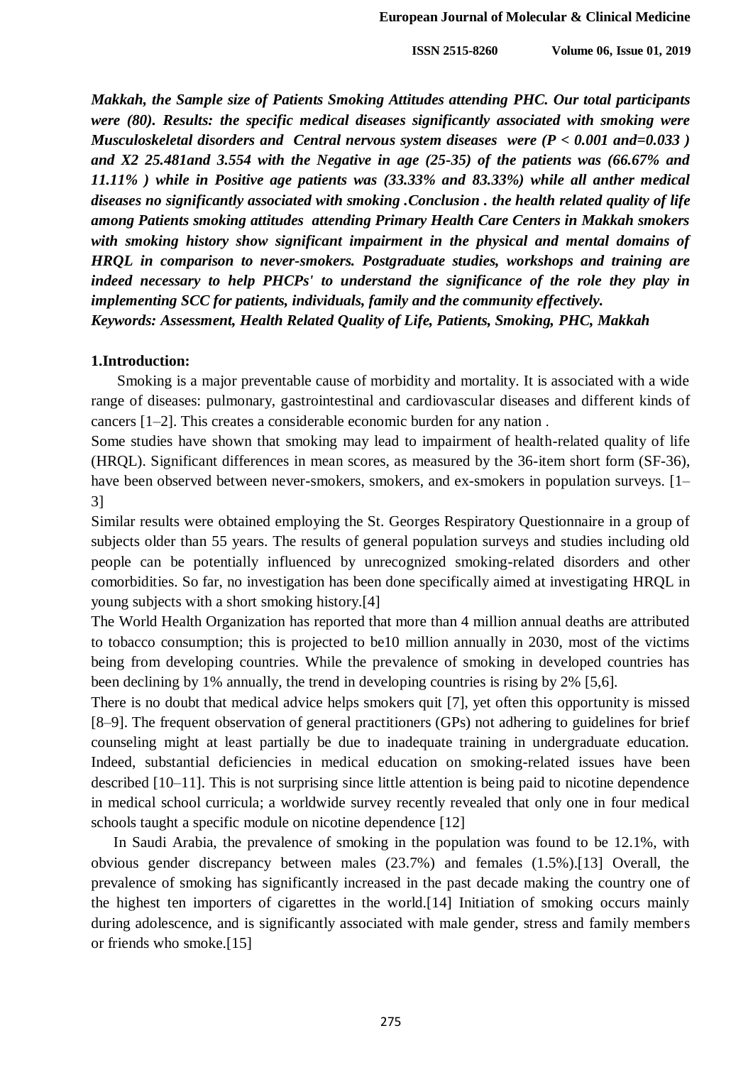***Makkah, the Sample size of Patients Smoking Attitudes attending PHC. Our total participants were (80). Results: the specific medical diseases significantly associated with smoking were Musculoskeletal disorders and Central nervous system diseases were ($P < 0.001$ and=0.033 ) and X2 25.481and 3.554 with the Negative in age (25-35) of the patients was (66.67% and 11.11% ) while in Positive age patients was (33.33% and 83.33%) while all anther medical diseases no significantly associated with smoking .Conclusion . the health related quality of life among Patients smoking attitudes attending Primary Health Care Centers in Makkah smokers with smoking history show significant impairment in the physical and mental domains of HRQL in comparison to never-smokers. Postgraduate studies, workshops and training are indeed necessary to help PHCPs' to understand the significance of the role they play in implementing SCC for patients, individuals, family and the community effectively.***

***Keywords: Assessment, Health Related Quality of Life, Patients, Smoking, PHC, Makkah***

## 1.Introduction:

Smoking is a major preventable cause of morbidity and mortality. It is associated with a wide range of diseases: pulmonary, gastrointestinal and cardiovascular diseases and different kinds of cancers [1–2]. This creates a considerable economic burden for any nation .

Some studies have shown that smoking may lead to impairment of health-related quality of life (HRQL). Significant differences in mean scores, as measured by the 36-item short form (SF-36), have been observed between never-smokers, smokers, and ex-smokers in population surveys. [1–3]

Similar results were obtained employing the St. Georges Respiratory Questionnaire in a group of subjects older than 55 years. The results of general population surveys and studies including old people can be potentially influenced by unrecognized smoking-related disorders and other comorbidities. So far, no investigation has been done specifically aimed at investigating HRQL in young subjects with a short smoking history.[4]

The World Health Organization has reported that more than 4 million annual deaths are attributed to tobacco consumption; this is projected to be10 million annually in 2030, most of the victims being from developing countries. While the prevalence of smoking in developed countries has been declining by 1% annually, the trend in developing countries is rising by 2% [5,6].

There is no doubt that medical advice helps smokers quit [7], yet often this opportunity is missed [8–9]. The frequent observation of general practitioners (GPs) not adhering to guidelines for brief counseling might at least partially be due to inadequate training in undergraduate education. Indeed, substantial deficiencies in medical education on smoking-related issues have been described [10–11]. This is not surprising since little attention is being paid to nicotine dependence in medical school curricula; a worldwide survey recently revealed that only one in four medical schools taught a specific module on nicotine dependence [12]

In Saudi Arabia, the prevalence of smoking in the population was found to be 12.1%, with obvious gender discrepancy between males (23.7%) and females (1.5%).[13] Overall, the prevalence of smoking has significantly increased in the past decade making the country one of the highest ten importers of cigarettes in the world.[14] Initiation of smoking occurs mainly during adolescence, and is significantly associated with male gender, stress and family members or friends who smoke.[15]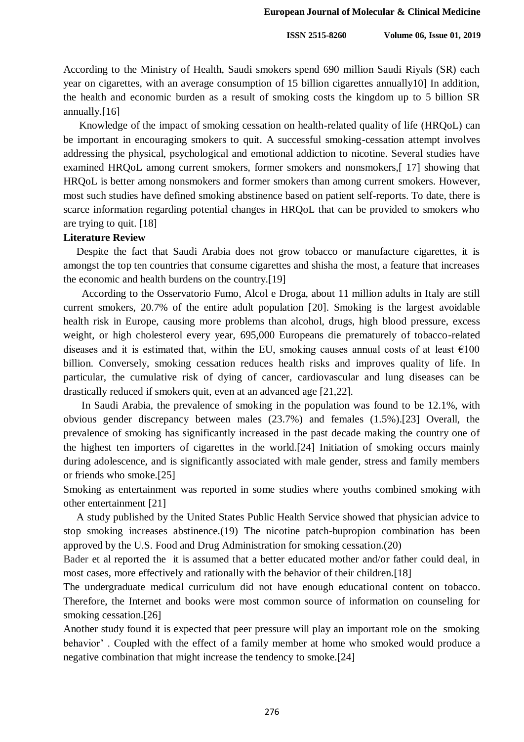According to the Ministry of Health, Saudi smokers spend 690 million Saudi Riyals (SR) each year on cigarettes, with an average consumption of 15 billion cigarettes annually10] In addition, the health and economic burden as a result of smoking costs the kingdom up to 5 billion SR annually.[16]

Knowledge of the impact of smoking cessation on health-related quality of life (HRQoL) can be important in encouraging smokers to quit. A successful smoking-cessation attempt involves addressing the physical, psychological and emotional addiction to nicotine. Several studies have examined HRQoL among current smokers, former smokers and nonsmokers,[ 17] showing that HRQoL is better among nonsmokers and former smokers than among current smokers. However, most such studies have defined smoking abstinence based on patient self-reports. To date, there is scarce information regarding potential changes in HRQoL that can be provided to smokers who are trying to quit. [18]

**Literature Review**

Despite the fact that Saudi Arabia does not grow tobacco or manufacture cigarettes, it is amongst the top ten countries that consume cigarettes and shisha the most, a feature that increases the economic and health burdens on the country.[19]

According to the Osservatorio Fumo, Alcol e Droga, about 11 million adults in Italy are still current smokers, 20.7% of the entire adult population [20]. Smoking is the largest avoidable health risk in Europe, causing more problems than alcohol, drugs, high blood pressure, excess weight, or high cholesterol every year, 695,000 Europeans die prematurely of tobacco-related diseases and it is estimated that, within the EU, smoking causes annual costs of at least €100 billion. Conversely, smoking cessation reduces health risks and improves quality of life. In particular, the cumulative risk of dying of cancer, cardiovascular and lung diseases can be drastically reduced if smokers quit, even at an advanced age [21,22].

In Saudi Arabia, the prevalence of smoking in the population was found to be 12.1%, with obvious gender discrepancy between males (23.7%) and females (1.5%).[23] Overall, the prevalence of smoking has significantly increased in the past decade making the country one of the highest ten importers of cigarettes in the world.[24] Initiation of smoking occurs mainly during adolescence, and is significantly associated with male gender, stress and family members or friends who smoke.[25]

Smoking as entertainment was reported in some studies where youths combined smoking with other entertainment [21]

A study published by the United States Public Health Service showed that physician advice to stop smoking increases abstinence.(19) The nicotine patch-bupropion combination has been approved by the U.S. Food and Drug Administration for smoking cessation.(20)

Bader et al reported the it is assumed that a better educated mother and/or father could deal, in most cases, more effectively and rationally with the behavior of their children.[18]

The undergraduate medical curriculum did not have enough educational content on tobacco. Therefore, the Internet and books were most common source of information on counseling for smoking cessation.[26]

Another study found it is expected that peer pressure will play an important role on the smoking behavior' . Coupled with the effect of a family member at home who smoked would produce a negative combination that might increase the tendency to smoke.[24]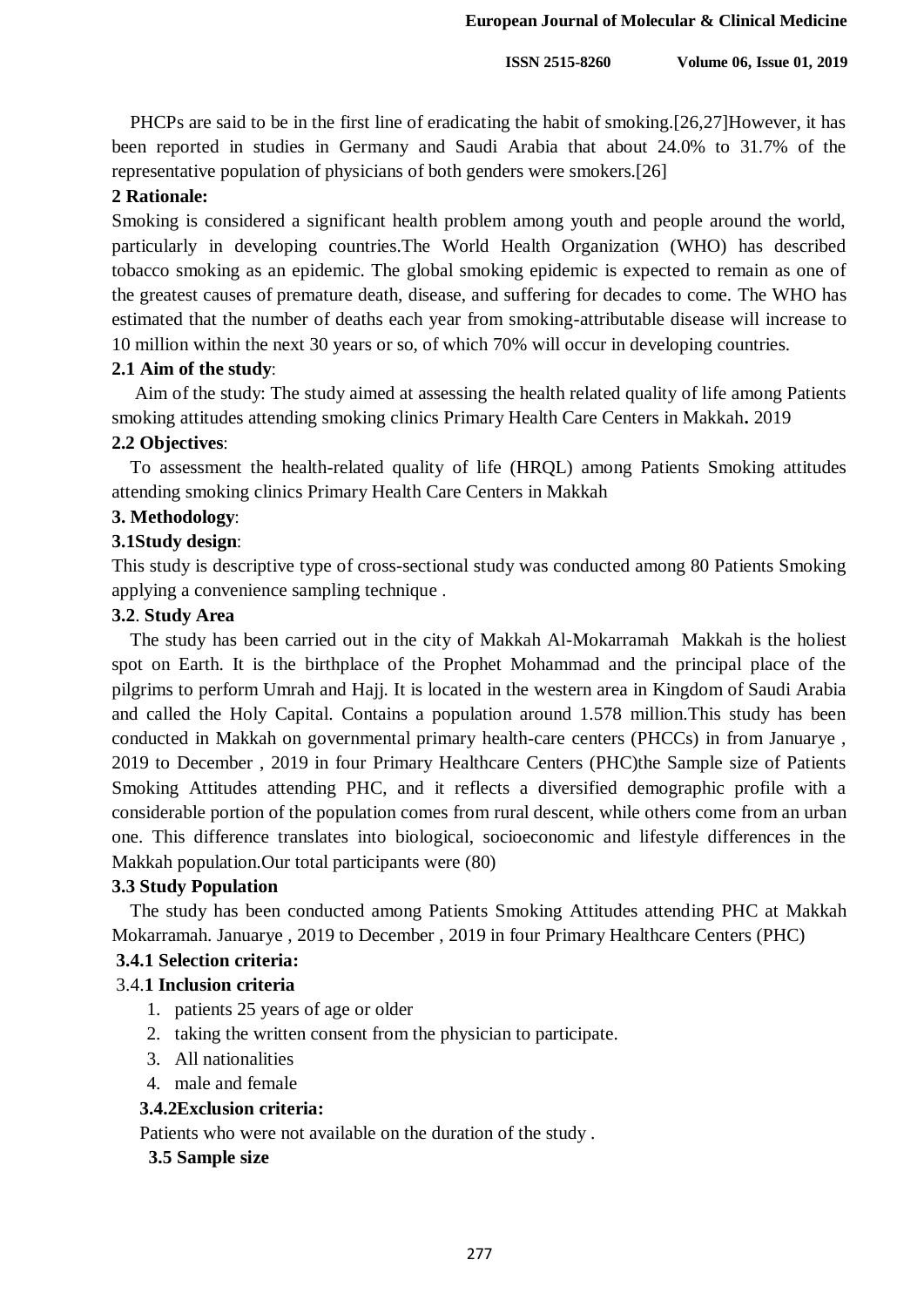PHCPs are said to be in the first line of eradicating the habit of smoking.[26,27]However, it has been reported in studies in Germany and Saudi Arabia that about 24.0% to 31.7% of the representative population of physicians of both genders were smokers.[26]

## 2 Rationale:

Smoking is considered a significant health problem among youth and people around the world, particularly in developing countries.The World Health Organization (WHO) has described tobacco smoking as an epidemic. The global smoking epidemic is expected to remain as one of the greatest causes of premature death, disease, and suffering for decades to come. The WHO has estimated that the number of deaths each year from smoking-attributable disease will increase to 10 million within the next 30 years or so, of which 70% will occur in developing countries.

### 2.1 Aim of the study:

Aim of the study: The study aimed at assessing the health related quality of life among Patients smoking attitudes attending smoking clinics Primary Health Care Centers in Makkah**.** 2019

### 2.2 Objectives:

To assessment the health-related quality of life (HRQL) among Patients Smoking attitudes attending smoking clinics Primary Health Care Centers in Makkah

## 3. Methodology:

### 3.1Study design:

This study is descriptive type of cross-sectional study was conducted among 80 Patients Smoking applying a convenience sampling technique .

### 3.2. Study Area

The study has been carried out in the city of Makkah Al-Mokarramah Makkah is the holiest spot on Earth. It is the birthplace of the Prophet Mohammad and the principal place of the pilgrims to perform Umrah and Hajj. It is located in the western area in Kingdom of Saudi Arabia and called the Holy Capital. Contains a population around 1.578 million.This study has been conducted in Makkah on governmental primary health-care centers (PHCCs) in from Januarye , 2019 to December , 2019 in four Primary Healthcare Centers (PHC)the Sample size of Patients Smoking Attitudes attending PHC, and it reflects a diversified demographic profile with a considerable portion of the population comes from rural descent, while others come from an urban one. This difference translates into biological, socioeconomic and lifestyle differences in the Makkah population.Our total participants were (80)

### 3.3 Study Population

The study has been conducted among Patients Smoking Attitudes attending PHC at Makkah Mokarramah. Januarye , 2019 to December , 2019 in four Primary Healthcare Centers (PHC)

### 3.4.1 Selection criteria:

#### 3.4.1 Inclusion criteria

1. patients 25 years of age or older
2. taking the written consent from the physician to participate.
3. All nationalities
4. male and female

#### 3.4.2Exclusion criteria:

Patients who were not available on the duration of the study .

### 3.5 Sample size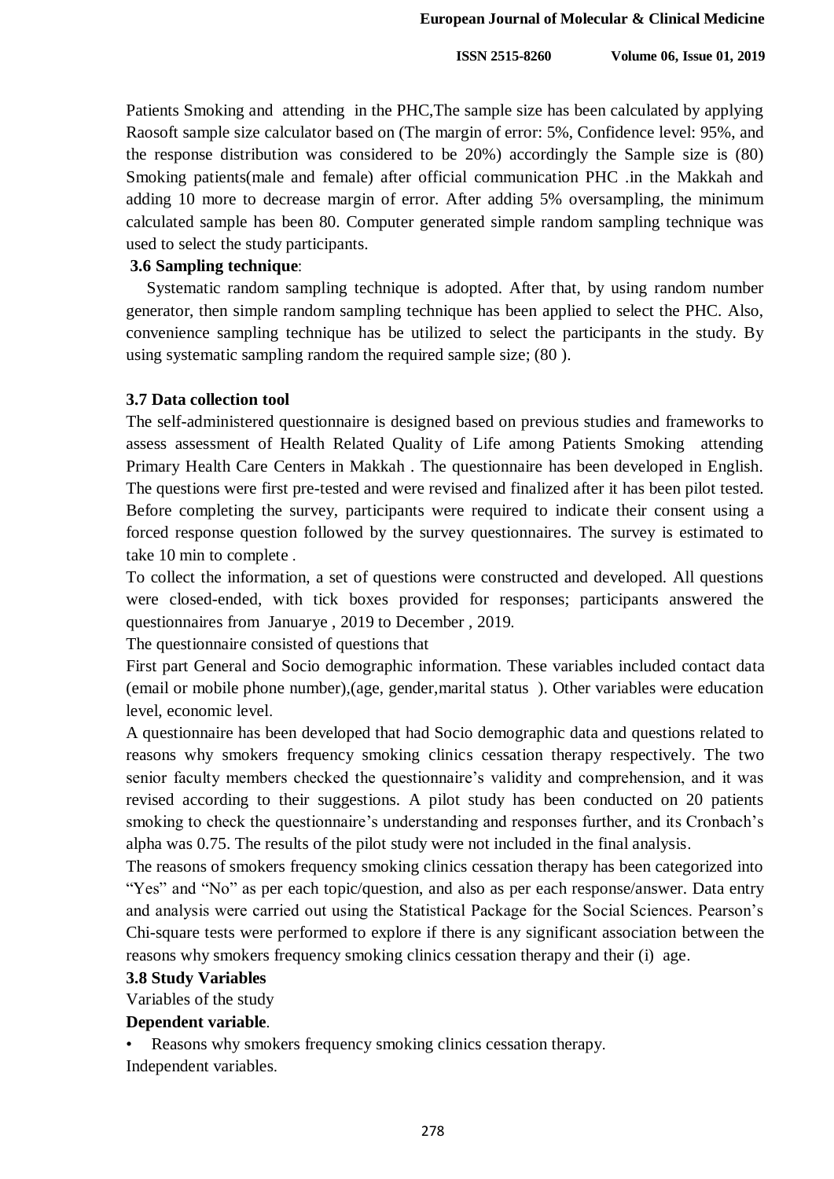Patients Smoking and attending in the PHC,The sample size has been calculated by applying Raosoft sample size calculator based on (The margin of error: 5%, Confidence level: 95%, and the response distribution was considered to be 20%) accordingly the Sample size is (80) Smoking patients(male and female) after official communication PHC .in the Makkah and adding 10 more to decrease margin of error. After adding 5% oversampling, the minimum calculated sample has been 80. Computer generated simple random sampling technique was used to select the study participants.

### 3.6 Sampling technique:

Systematic random sampling technique is adopted. After that, by using random number generator, then simple random sampling technique has been applied to select the PHC. Also, convenience sampling technique has be utilized to select the participants in the study. By using systematic sampling random the required sample size; (80 ).

### 3.7 Data collection tool

The self-administered questionnaire is designed based on previous studies and frameworks to assess assessment of Health Related Quality of Life among Patients Smoking attending Primary Health Care Centers in Makkah . The questionnaire has been developed in English. The questions were first pre-tested and were revised and finalized after it has been pilot tested. Before completing the survey, participants were required to indicate their consent using a forced response question followed by the survey questionnaires. The survey is estimated to take 10 min to complete .

To collect the information, a set of questions were constructed and developed. All questions were closed-ended, with tick boxes provided for responses; participants answered the questionnaires from Januarye , 2019 to December , 2019.

The questionnaire consisted of questions that

First part General and Socio demographic information. These variables included contact data (email or mobile phone number),(age, gender,marital status ). Other variables were education level, economic level.

A questionnaire has been developed that had Socio demographic data and questions related to reasons why smokers frequency smoking clinics cessation therapy respectively. The two senior faculty members checked the questionnaire's validity and comprehension, and it was revised according to their suggestions. A pilot study has been conducted on 20 patients smoking to check the questionnaire's understanding and responses further, and its Cronbach's alpha was 0.75. The results of the pilot study were not included in the final analysis.

The reasons of smokers frequency smoking clinics cessation therapy has been categorized into "Yes" and "No" as per each topic/question, and also as per each response/answer. Data entry and analysis were carried out using the Statistical Package for the Social Sciences. Pearson's Chi-square tests were performed to explore if there is any significant association between the reasons why smokers frequency smoking clinics cessation therapy and their (i) age.

### 3.8 Study Variables

Variables of the study

**Dependent variable**.

- Reasons why smokers frequency smoking clinics cessation therapy.

Independent variables.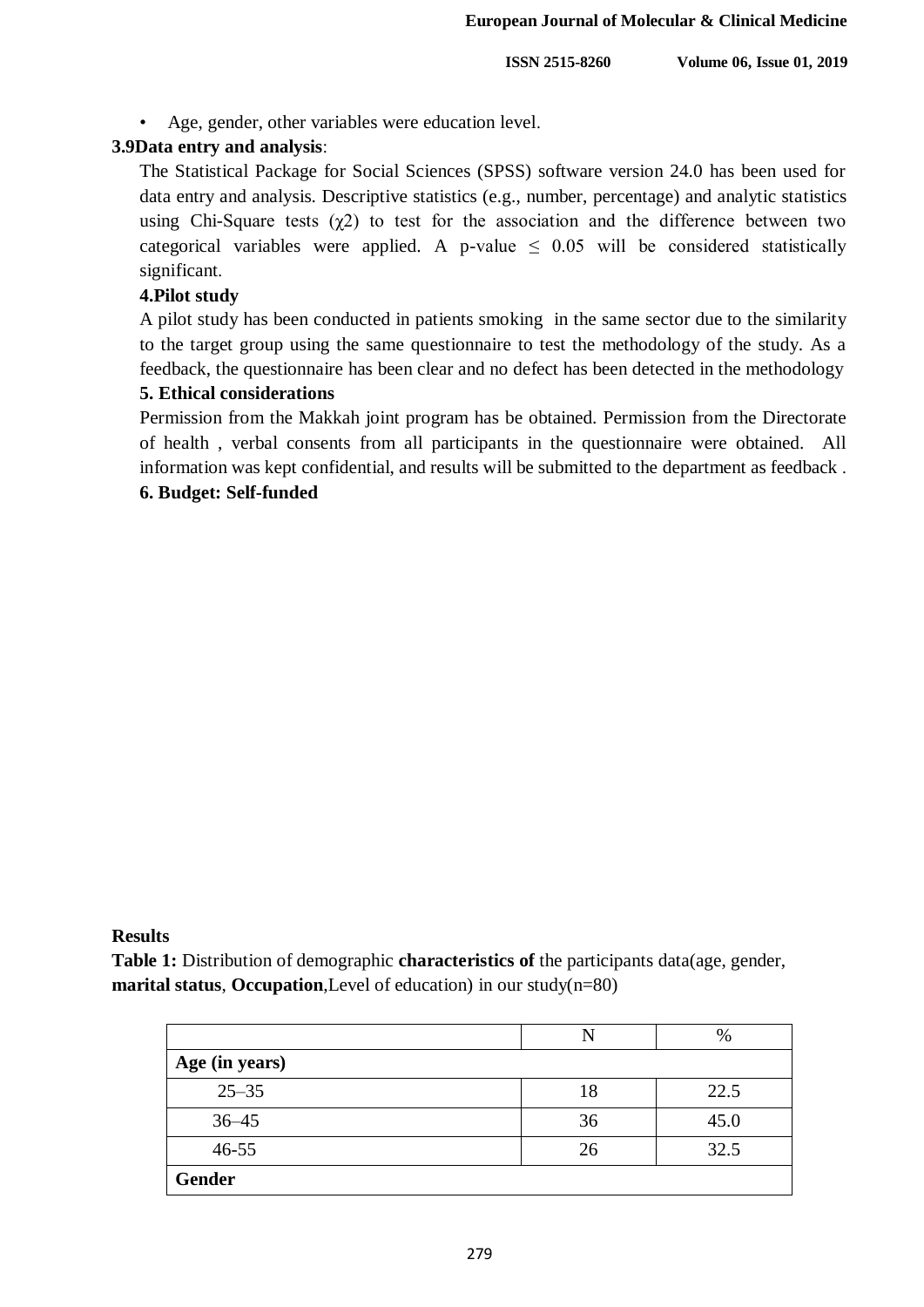- Age, gender, other variables were education level.

**3.9Data entry and analysis**:

The Statistical Package for Social Sciences (SPSS) software version 24.0 has been used for data entry and analysis. Descriptive statistics (e.g., number, percentage) and analytic statistics using Chi-Square tests ($\chi 2$) to test for the association and the difference between two categorical variables were applied. A p-value $\leq$ 0.05 will be considered statistically significant.

**4.Pilot study**

A pilot study has been conducted in patients smoking in the same sector due to the similarity to the target group using the same questionnaire to test the methodology of the study. As a feedback, the questionnaire has been clear and no defect has been detected in the methodology

**5. Ethical considerations**

Permission from the Makkah joint program has be obtained. Permission from the Directorate of health , verbal consents from all participants in the questionnaire were obtained. All information was kept confidential, and results will be submitted to the department as feedback .

**6. Budget: Self-funded**

**Results**

**Table 1:** Distribution of demographic **characteristics of** the participants data(age, gender, **marital status**, **Occupation**,Level of education) in our study(n=80)

| | N | % |
|---|---|---|
| **Age (in years)** | | |
| 25–35 | 18 | 22.5 |
| 36–45 | 36 | 45.0 |
| 46-55 | 26 | 32.5 |
| **Gender** | | |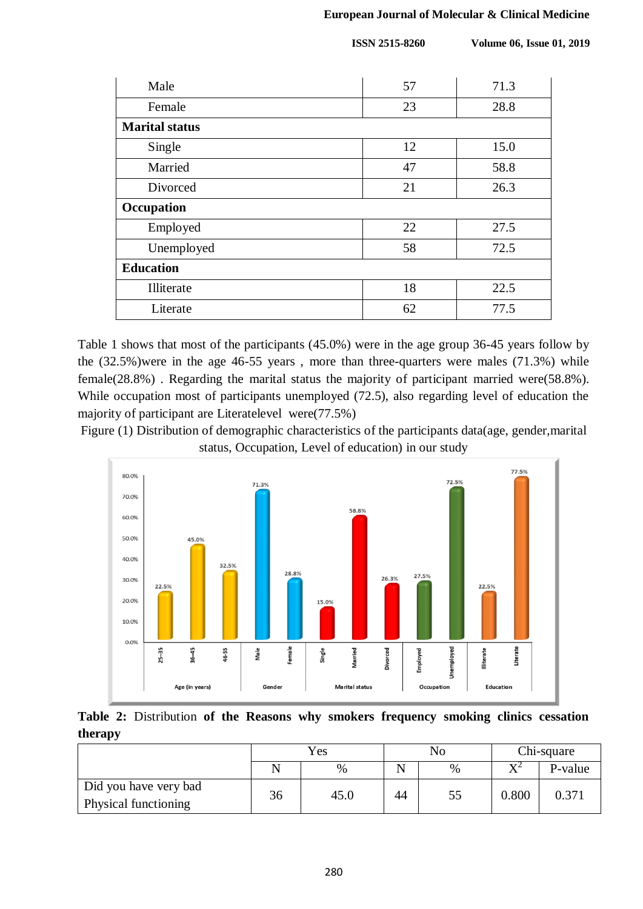| | | |
|---|---|---|
| Male | 57 | 71.3 |
| Female | 23 | 28.8 |
| **Marital status** | | |
| Single | 12 | 15.0 |
| Married | 47 | 58.8 |
| Divorced | 21 | 26.3 |
| **Occupation** | | |
| Employed | 22 | 27.5 |
| Unemployed | 58 | 72.5 |
| **Education** | | |
| Illiterate | 18 | 22.5 |
| Literate | 62 | 77.5 |

Table 1 shows that most of the participants (45.0%) were in the age group 36-45 years follow by the (32.5%)were in the age 46-55 years , more than three-quarters were males (71.3%) while female(28.8%) . Regarding the marital status the majority of participant married were(58.8%). While occupation most of participants unemployed (72.5), also regarding level of education the majority of participant are Literatelevel were(77.5%)

Figure (1) Distribution of demographic characteristics of the participants data(age, gender,marital status, Occupation, Level of education) in our study

**Table 2:** Distribution **of the Reasons why smokers frequency smoking clinics cessation therapy**

| | Yes | | No | | Chi-square | |
|---|---|---|---|---|---|---|
| | N | % | N | % | $X^2$ | P-value |
| Did you have very bad Physical functioning | 36 | 45.0 | 44 | 55 | 0.800 | 0.371 |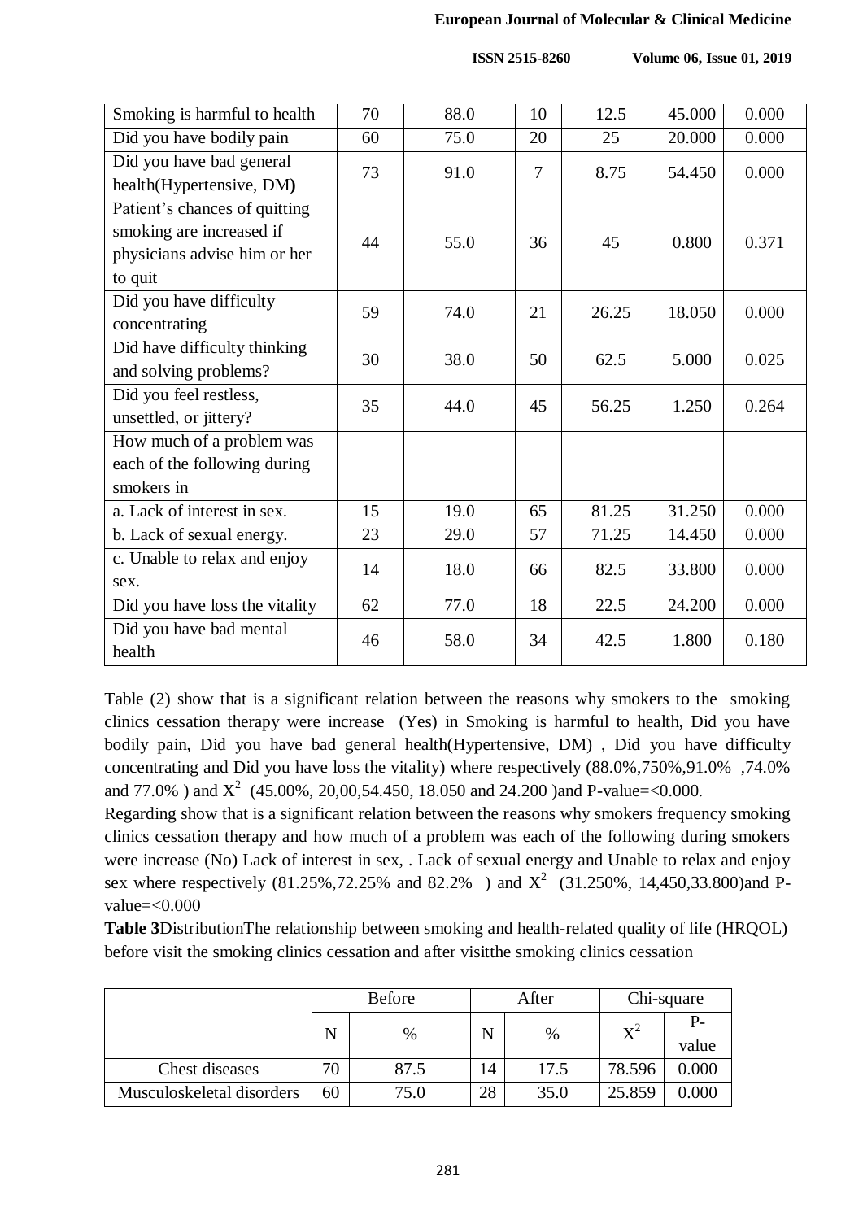| | | | | | | |
|---|---|---|---|---|---|---|
| Smoking is harmful to health | 70 | 88.0 | 10 | 12.5 | 45.000 | 0.000 |
| Did you have bodily pain | 60 | 75.0 | 20 | 25 | 20.000 | 0.000 |
| Did you have bad general health(Hypertensive, DM**)** | 73 | 91.0 | 7 | 8.75 | 54.450 | 0.000 |
| Patient's chances of quitting smoking are increased if physicians advise him or her to quit | 44 | 55.0 | 36 | 45 | 0.800 | 0.371 |
| Did you have difficulty concentrating | 59 | 74.0 | 21 | 26.25 | 18.050 | 0.000 |
| Did have difficulty thinking and solving problems? | 30 | 38.0 | 50 | 62.5 | 5.000 | 0.025 |
| Did you feel restless, unsettled, or jittery? | 35 | 44.0 | 45 | 56.25 | 1.250 | 0.264 |
| How much of a problem was each of the following during smokers in | | | | | | |
| a. Lack of interest in sex. | 15 | 19.0 | 65 | 81.25 | 31.250 | 0.000 |
| b. Lack of sexual energy. | 23 | 29.0 | 57 | 71.25 | 14.450 | 0.000 |
| c. Unable to relax and enjoy sex. | 14 | 18.0 | 66 | 82.5 | 33.800 | 0.000 |
| Did you have loss the vitality | 62 | 77.0 | 18 | 22.5 | 24.200 | 0.000 |
| Did you have bad mental health | 46 | 58.0 | 34 | 42.5 | 1.800 | 0.180 |

Table (2) show that is a significant relation between the reasons why smokers to the smoking clinics cessation therapy were increase (Yes) in Smoking is harmful to health, Did you have bodily pain, Did you have bad general health(Hypertensive, DM) , Did you have difficulty concentrating and Did you have loss the vitality) where respectively (88.0%,750%,91.0% ,74.0% and 77.0% ) and $X^2$ (45.00%, 20,00,54.450, 18.050 and 24.200 )and P-value=<0.000.

Regarding show that is a significant relation between the reasons why smokers frequency smoking clinics cessation therapy and how much of a problem was each of the following during smokers were increase (No) Lack of interest in sex, . Lack of sexual energy and Unable to relax and enjoy sex where respectively (81.25%,72.25% and 82.2% ) and $X^2$ (31.250%, 14,450,33.800)and P-value=<0.000

**Table 3**DistributionThe relationship between smoking and health-related quality of life (HRQOL) before visit the smoking clinics cessation and after visitthe smoking clinics cessation

| | Before | | After | | Chi-square | |
|---|---|---|---|---|---|---|
| | N | % | N | % | $X^2$ | P-value |
| Chest diseases | 70 | 87.5 | 14 | 17.5 | 78.596 | 0.000 |
| Musculoskeletal disorders | 60 | 75.0 | 28 | 35.0 | 25.859 | 0.000 |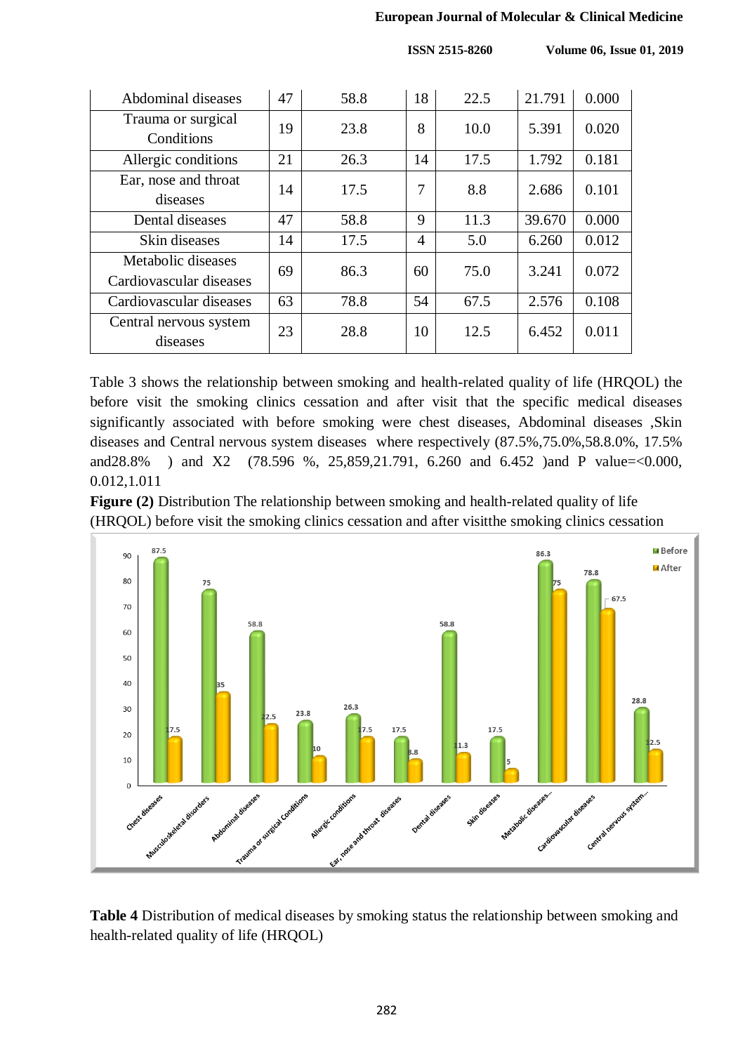| Abdominal diseases | 47 | 58.8 | 18 | 22.5 | 21.791 | 0.000 |
|---|---|---|---|---|---|---|
| Trauma or surgical Conditions | 19 | 23.8 | 8 | 10.0 | 5.391 | 0.020 |
| Allergic conditions | 21 | 26.3 | 14 | 17.5 | 1.792 | 0.181 |
| Ear, nose and throat diseases | 14 | 17.5 | 7 | 8.8 | 2.686 | 0.101 |
| Dental diseases | 47 | 58.8 | 9 | 11.3 | 39.670 | 0.000 |
| Skin diseases | 14 | 17.5 | 4 | 5.0 | 6.260 | 0.012 |
| Metabolic diseases Cardiovascular diseases | 69 | 86.3 | 60 | 75.0 | 3.241 | 0.072 |
| Cardiovascular diseases | 63 | 78.8 | 54 | 67.5 | 2.576 | 0.108 |
| Central nervous system diseases | 23 | 28.8 | 10 | 12.5 | 6.452 | 0.011 |

Table 3 shows the relationship between smoking and health-related quality of life (HRQOL) the before visit the smoking clinics cessation and after visit that the specific medical diseases significantly associated with before smoking were chest diseases, Abdominal diseases ,Skin diseases and Central nervous system diseases where respectively (87.5%,75.0%,58.8.0%, 17.5% and28.8% ) and X2 (78.596 %, 25,859,21.791, 6.260 and 6.452 )and P value=<0.000, 0.012,1.011

**Figure (2)** Distribution The relationship between smoking and health-related quality of life (HRQOL) before visit the smoking clinics cessation and after visitthe smoking clinics cessation

**Table 4** Distribution of medical diseases by smoking status the relationship between smoking and health-related quality of life (HRQOL)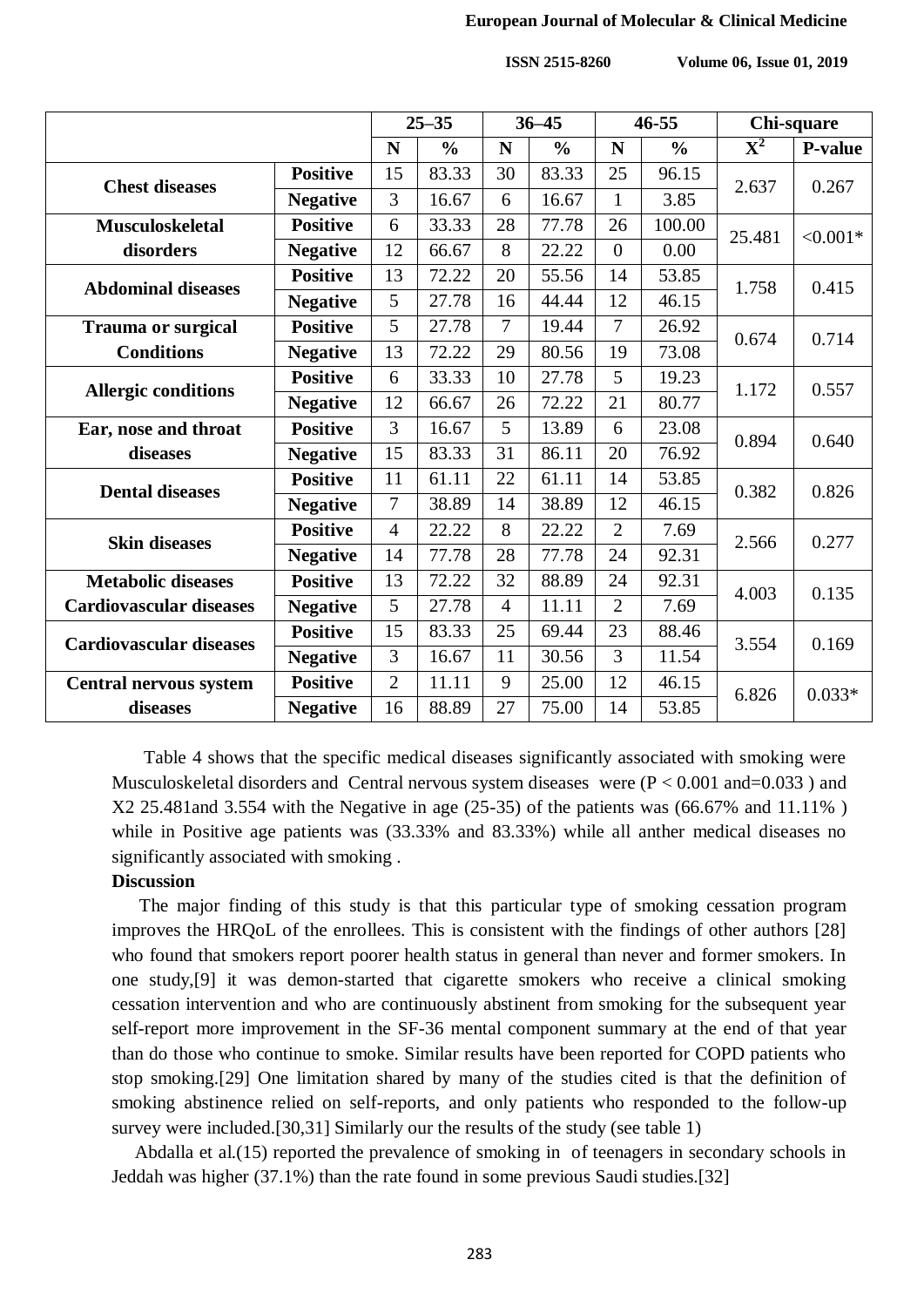| | | 25–35 | | 36–45 | | 46-55 | | Chi-square | |
|---|---|---|---|---|---|---|---|---|---|
| | | N | % | N | % | N | % | $X^2$ | P-value |
| **Chest diseases** | **Positive** | 15 | 83.33 | 30 | 83.33 | 25 | 96.15 | 2.637 | 0.267 |
| | **Negative** | 3 | 16.67 | 6 | 16.67 | 1 | 3.85 | | |
| **Musculoskeletal disorders** | **Positive** | 6 | 33.33 | 28 | 77.78 | 26 | 100.00 | 25.481 | <0.001* |
| | **Negative** | 12 | 66.67 | 8 | 22.22 | 0 | 0.00 | | |
| **Abdominal diseases** | **Positive** | 13 | 72.22 | 20 | 55.56 | 14 | 53.85 | 1.758 | 0.415 |
| | **Negative** | 5 | 27.78 | 16 | 44.44 | 12 | 46.15 | | |
| **Trauma or surgical Conditions** | **Positive** | 5 | 27.78 | 7 | 19.44 | 7 | 26.92 | 0.674 | 0.714 |
| | **Negative** | 13 | 72.22 | 29 | 80.56 | 19 | 73.08 | | |
| **Allergic conditions** | **Positive** | 6 | 33.33 | 10 | 27.78 | 5 | 19.23 | 1.172 | 0.557 |
| | **Negative** | 12 | 66.67 | 26 | 72.22 | 21 | 80.77 | | |
| **Ear, nose and throat diseases** | **Positive** | 3 | 16.67 | 5 | 13.89 | 6 | 23.08 | 0.894 | 0.640 |
| | **Negative** | 15 | 83.33 | 31 | 86.11 | 20 | 76.92 | | |
| **Dental diseases** | **Positive** | 11 | 61.11 | 22 | 61.11 | 14 | 53.85 | 0.382 | 0.826 |
| | **Negative** | 7 | 38.89 | 14 | 38.89 | 12 | 46.15 | | |
| **Skin diseases** | **Positive** | 4 | 22.22 | 8 | 22.22 | 2 | 7.69 | 2.566 | 0.277 |
| | **Negative** | 14 | 77.78 | 28 | 77.78 | 24 | 92.31 | | |
| **Metabolic diseases Cardiovascular diseases** | **Positive** | 13 | 72.22 | 32 | 88.89 | 24 | 92.31 | 4.003 | 0.135 |
| | **Negative** | 5 | 27.78 | 4 | 11.11 | 2 | 7.69 | | |
| **Cardiovascular diseases** | **Positive** | 15 | 83.33 | 25 | 69.44 | 23 | 88.46 | 3.554 | 0.169 |
| | **Negative** | 3 | 16.67 | 11 | 30.56 | 3 | 11.54 | | |
| **Central nervous system diseases** | **Positive** | 2 | 11.11 | 9 | 25.00 | 12 | 46.15 | 6.826 | 0.033* |
| | **Negative** | 16 | 88.89 | 27 | 75.00 | 14 | 53.85 | | |

Table 4 shows that the specific medical diseases significantly associated with smoking were Musculoskeletal disorders and Central nervous system diseases were ($P < 0.001$ and=0.033 ) and X2 25.481and 3.554 with the Negative in age (25-35) of the patients was (66.67% and 11.11% ) while in Positive age patients was (33.33% and 83.33%) while all anther medical diseases no significantly associated with smoking .

**Discussion**

The major finding of this study is that this particular type of smoking cessation program improves the HRQoL of the enrollees. This is consistent with the findings of other authors [28] who found that smokers report poorer health status in general than never and former smokers. In one study,[9] it was demon-started that cigarette smokers who receive a clinical smoking cessation intervention and who are continuously abstinent from smoking for the subsequent year self-report more improvement in the SF-36 mental component summary at the end of that year than do those who continue to smoke. Similar results have been reported for COPD patients who stop smoking.[29] One limitation shared by many of the studies cited is that the definition of smoking abstinence relied on self-reports, and only patients who responded to the follow-up survey were included.[30,31] Similarly our the results of the study (see table 1)

Abdalla et al.(15) reported the prevalence of smoking in of teenagers in secondary schools in Jeddah was higher (37.1%) than the rate found in some previous Saudi studies.[32]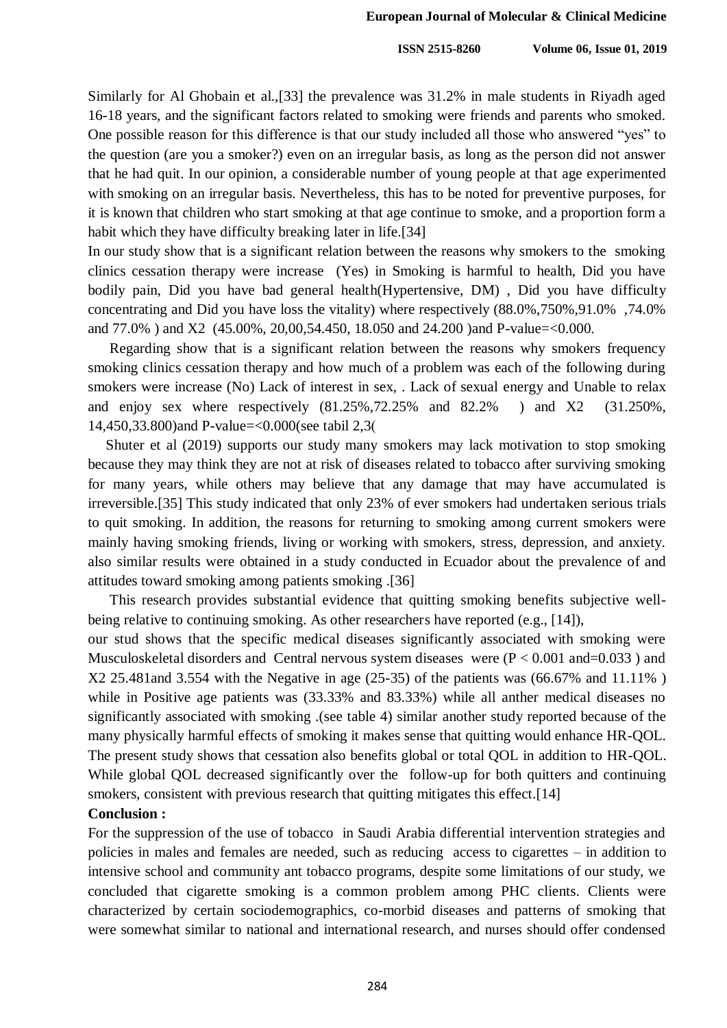Similarly for Al Ghobain et al.,[33] the prevalence was 31.2% in male students in Riyadh aged 16-18 years, and the significant factors related to smoking were friends and parents who smoked. One possible reason for this difference is that our study included all those who answered "yes" to the question (are you a smoker?) even on an irregular basis, as long as the person did not answer that he had quit. In our opinion, a considerable number of young people at that age experimented with smoking on an irregular basis. Nevertheless, this has to be noted for preventive purposes, for it is known that children who start smoking at that age continue to smoke, and a proportion form a habit which they have difficulty breaking later in life.[34]

In our study show that is a significant relation between the reasons why smokers to the smoking clinics cessation therapy were increase (Yes) in Smoking is harmful to health, Did you have bodily pain, Did you have bad general health(Hypertensive, DM) , Did you have difficulty concentrating and Did you have loss the vitality) where respectively (88.0%,750%,91.0% ,74.0% and 77.0% ) and X2 (45.00%, 20,00,54.450, 18.050 and 24.200 )and P-value=<0.000.

Regarding show that is a significant relation between the reasons why smokers frequency smoking clinics cessation therapy and how much of a problem was each of the following during smokers were increase (No) Lack of interest in sex, . Lack of sexual energy and Unable to relax and enjoy sex where respectively (81.25%,72.25% and 82.2% ) and X2 (31.250%, 14,450,33.800)and P-value=<0.000(see tabil 2,3(

Shuter et al (2019) supports our study many smokers may lack motivation to stop smoking because they may think they are not at risk of diseases related to tobacco after surviving smoking for many years, while others may believe that any damage that may have accumulated is irreversible.[35] This study indicated that only 23% of ever smokers had undertaken serious trials to quit smoking. In addition, the reasons for returning to smoking among current smokers were mainly having smoking friends, living or working with smokers, stress, depression, and anxiety. also similar results were obtained in a study conducted in Ecuador about the prevalence of and attitudes toward smoking among patients smoking .[36]

This research provides substantial evidence that quitting smoking benefits subjective well-being relative to continuing smoking. As other researchers have reported (e.g., [14]), our stud shows that the specific medical diseases significantly associated with smoking were Musculoskeletal disorders and Central nervous system diseases were ($P < 0.001$ and=0.033 ) and X2 25.481and 3.554 with the Negative in age (25-35) of the patients was (66.67% and 11.11% ) while in Positive age patients was (33.33% and 83.33%) while all anther medical diseases no significantly associated with smoking .(see table 4) similar another study reported because of the many physically harmful effects of smoking it makes sense that quitting would enhance HR-QOL. The present study shows that cessation also benefits global or total QOL in addition to HR-QOL. While global QOL decreased significantly over the follow-up for both quitters and continuing smokers, consistent with previous research that quitting mitigates this effect.[14]

**Conclusion :**

For the suppression of the use of tobacco in Saudi Arabia differential intervention strategies and policies in males and females are needed, such as reducing access to cigarettes – in addition to intensive school and community ant tobacco programs, despite some limitations of our study, we concluded that cigarette smoking is a common problem among PHC clients. Clients were characterized by certain sociodemographics, co-morbid diseases and patterns of smoking that were somewhat similar to national and international research, and nurses should offer condensed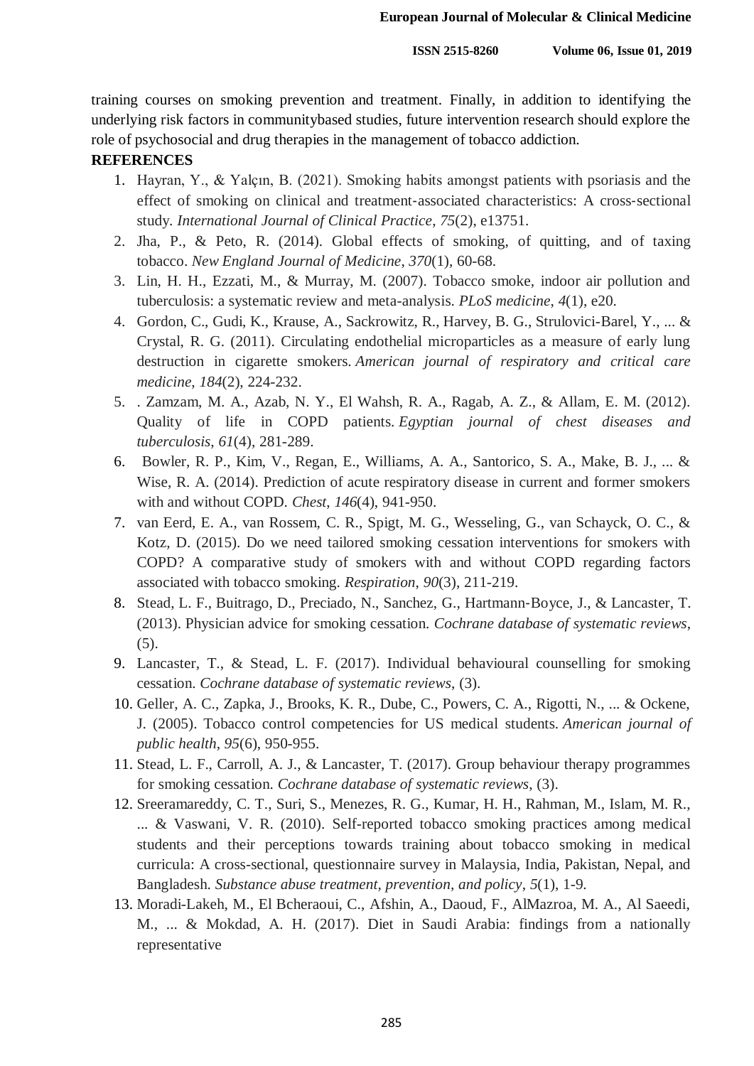training courses on smoking prevention and treatment. Finally, in addition to identifying the underlying risk factors in communitybased studies, future intervention research should explore the role of psychosocial and drug therapies in the management of tobacco addiction.

**REFERENCES**

1. Hayran, Y., & Yalçın, B. (2021). Smoking habits amongst patients with psoriasis and the effect of smoking on clinical and treatment-associated characteristics: A cross-sectional study. *International Journal of Clinical Practice*, *75*(2), e13751.
2. Jha, P., & Peto, R. (2014). Global effects of smoking, of quitting, and of taxing tobacco. *New England Journal of Medicine*, *370*(1), 60-68.
3. Lin, H. H., Ezzati, M., & Murray, M. (2007). Tobacco smoke, indoor air pollution and tuberculosis: a systematic review and meta-analysis. *PLoS medicine*, *4*(1), e20.
4. Gordon, C., Gudi, K., Krause, A., Sackrowitz, R., Harvey, B. G., Strulovici-Barel, Y., ... & Crystal, R. G. (2011). Circulating endothelial microparticles as a measure of early lung destruction in cigarette smokers. *American journal of respiratory and critical care medicine*, *184*(2), 224-232.
5. . Zamzam, M. A., Azab, N. Y., El Wahsh, R. A., Ragab, A. Z., & Allam, E. M. (2012). Quality of life in COPD patients. *Egyptian journal of chest diseases and tuberculosis*, *61*(4), 281-289.
6. Bowler, R. P., Kim, V., Regan, E., Williams, A. A., Santorico, S. A., Make, B. J., ... & Wise, R. A. (2014). Prediction of acute respiratory disease in current and former smokers with and without COPD. *Chest*, *146*(4), 941-950.
7. van Eerd, E. A., van Rossem, C. R., Spigt, M. G., Wesseling, G., van Schayck, O. C., & Kotz, D. (2015). Do we need tailored smoking cessation interventions for smokers with COPD? A comparative study of smokers with and without COPD regarding factors associated with tobacco smoking. *Respiration*, *90*(3), 211-219.
8. Stead, L. F., Buitrago, D., Preciado, N., Sanchez, G., Hartmann-Boyce, J., & Lancaster, T. (2013). Physician advice for smoking cessation. *Cochrane database of systematic reviews*, (5).
9. Lancaster, T., & Stead, L. F. (2017). Individual behavioural counselling for smoking cessation. *Cochrane database of systematic reviews*, (3).
10. Geller, A. C., Zapka, J., Brooks, K. R., Dube, C., Powers, C. A., Rigotti, N., ... & Ockene, J. (2005). Tobacco control competencies for US medical students. *American journal of public health*, *95*(6), 950-955.
11. Stead, L. F., Carroll, A. J., & Lancaster, T. (2017). Group behaviour therapy programmes for smoking cessation. *Cochrane database of systematic reviews*, (3).
12. Sreeramareddy, C. T., Suri, S., Menezes, R. G., Kumar, H. H., Rahman, M., Islam, M. R., ... & Vaswani, V. R. (2010). Self-reported tobacco smoking practices among medical students and their perceptions towards training about tobacco smoking in medical curricula: A cross-sectional, questionnaire survey in Malaysia, India, Pakistan, Nepal, and Bangladesh. *Substance abuse treatment, prevention, and policy*, *5*(1), 1-9.
13. Moradi-Lakeh, M., El Bcheraoui, C., Afshin, A., Daoud, F., AlMazroa, M. A., Al Saeedi, M., ... & Mokdad, A. H. (2017). Diet in Saudi Arabia: findings from a nationally representative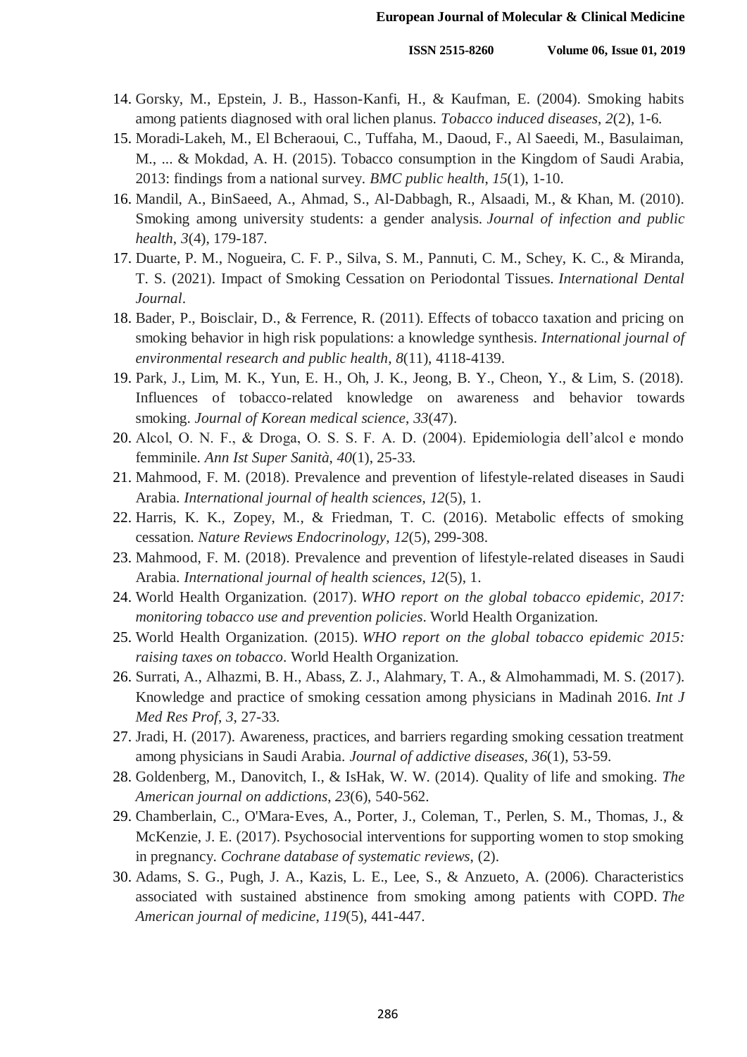14. Gorsky, M., Epstein, J. B., Hasson-Kanfi, H., & Kaufman, E. (2004). Smoking habits among patients diagnosed with oral lichen planus. *Tobacco induced diseases*, *2*(2), 1-6.
15. Moradi-Lakeh, M., El Bcheraoui, C., Tuffaha, M., Daoud, F., Al Saeedi, M., Basulaiman, M., ... & Mokdad, A. H. (2015). Tobacco consumption in the Kingdom of Saudi Arabia, 2013: findings from a national survey. *BMC public health*, *15*(1), 1-10.
16. Mandil, A., BinSaeed, A., Ahmad, S., Al-Dabbagh, R., Alsaadi, M., & Khan, M. (2010). Smoking among university students: a gender analysis. *Journal of infection and public health*, *3*(4), 179-187.
17. Duarte, P. M., Nogueira, C. F. P., Silva, S. M., Pannuti, C. M., Schey, K. C., & Miranda, T. S. (2021). Impact of Smoking Cessation on Periodontal Tissues. *International Dental Journal*.
18. Bader, P., Boisclair, D., & Ferrence, R. (2011). Effects of tobacco taxation and pricing on smoking behavior in high risk populations: a knowledge synthesis. *International journal of environmental research and public health*, *8*(11), 4118-4139.
19. Park, J., Lim, M. K., Yun, E. H., Oh, J. K., Jeong, B. Y., Cheon, Y., & Lim, S. (2018). Influences of tobacco-related knowledge on awareness and behavior towards smoking. *Journal of Korean medical science*, *33*(47).
20. Alcol, O. N. F., & Droga, O. S. S. F. A. D. (2004). Epidemiologia dell'alcol e mondo femminile. *Ann Ist Super Sanità*, *40*(1), 25-33.
21. Mahmood, F. M. (2018). Prevalence and prevention of lifestyle-related diseases in Saudi Arabia. *International journal of health sciences*, *12*(5), 1.
22. Harris, K. K., Zopey, M., & Friedman, T. C. (2016). Metabolic effects of smoking cessation. *Nature Reviews Endocrinology*, *12*(5), 299-308.
23. Mahmood, F. M. (2018). Prevalence and prevention of lifestyle-related diseases in Saudi Arabia. *International journal of health sciences*, *12*(5), 1.
24. World Health Organization. (2017). *WHO report on the global tobacco epidemic, 2017: monitoring tobacco use and prevention policies*. World Health Organization.
25. World Health Organization. (2015). *WHO report on the global tobacco epidemic 2015: raising taxes on tobacco*. World Health Organization.
26. Surrati, A., Alhazmi, B. H., Abass, Z. J., Alahmary, T. A., & Almohammadi, M. S. (2017). Knowledge and practice of smoking cessation among physicians in Madinah 2016. *Int J Med Res Prof*, *3*, 27-33.
27. Jradi, H. (2017). Awareness, practices, and barriers regarding smoking cessation treatment among physicians in Saudi Arabia. *Journal of addictive diseases*, *36*(1), 53-59.
28. Goldenberg, M., Danovitch, I., & IsHak, W. W. (2014). Quality of life and smoking. *The American journal on addictions*, *23*(6), 540-562.
29. Chamberlain, C., O'Mara‐Eves, A., Porter, J., Coleman, T., Perlen, S. M., Thomas, J., & McKenzie, J. E. (2017). Psychosocial interventions for supporting women to stop smoking in pregnancy. *Cochrane database of systematic reviews*, (2).
30. Adams, S. G., Pugh, J. A., Kazis, L. E., Lee, S., & Anzueto, A. (2006). Characteristics associated with sustained abstinence from smoking among patients with COPD. *The American journal of medicine*, *119*(5), 441-447.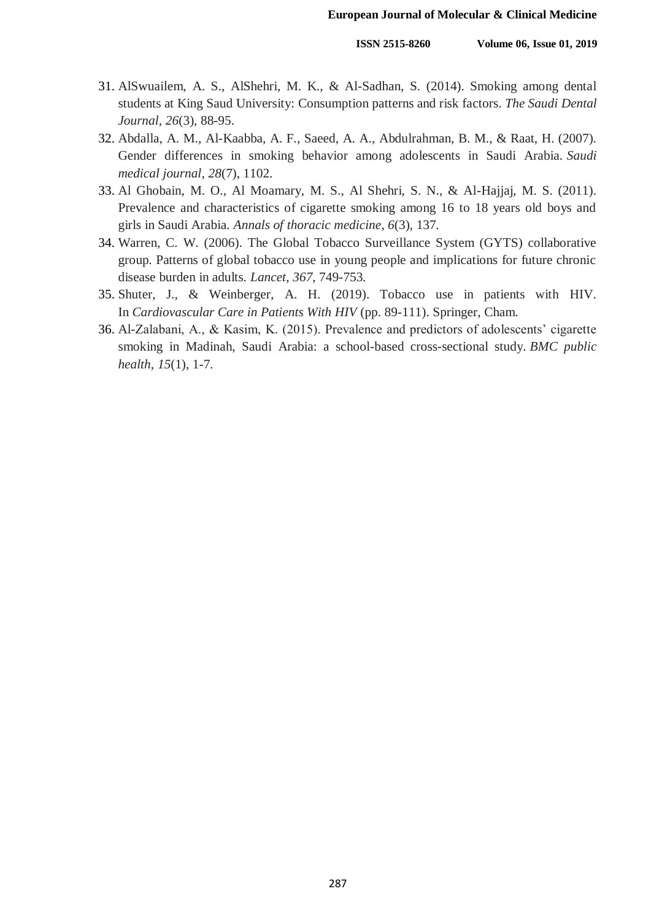31. AlSwuailem, A. S., AlShehri, M. K., & Al-Sadhan, S. (2014). Smoking among dental students at King Saud University: Consumption patterns and risk factors. *The Saudi Dental Journal*, *26*(3), 88-95.
32. Abdalla, A. M., Al-Kaabba, A. F., Saeed, A. A., Abdulrahman, B. M., & Raat, H. (2007). Gender differences in smoking behavior among adolescents in Saudi Arabia. *Saudi medical journal*, *28*(7), 1102.
33. Al Ghobain, M. O., Al Moamary, M. S., Al Shehri, S. N., & Al-Hajjaj, M. S. (2011). Prevalence and characteristics of cigarette smoking among 16 to 18 years old boys and girls in Saudi Arabia. *Annals of thoracic medicine*, *6*(3), 137.
34. Warren, C. W. (2006). The Global Tobacco Surveillance System (GYTS) collaborative group. Patterns of global tobacco use in young people and implications for future chronic disease burden in adults. *Lancet*, *367*, 749-753.
35. Shuter, J., & Weinberger, A. H. (2019). Tobacco use in patients with HIV. In *Cardiovascular Care in Patients With HIV* (pp. 89-111). Springer, Cham.
36. Al-Zalabani, A., & Kasim, K. (2015). Prevalence and predictors of adolescents' cigarette smoking in Madinah, Saudi Arabia: a school-based cross-sectional study. *BMC public health*, *15*(1), 1-7.